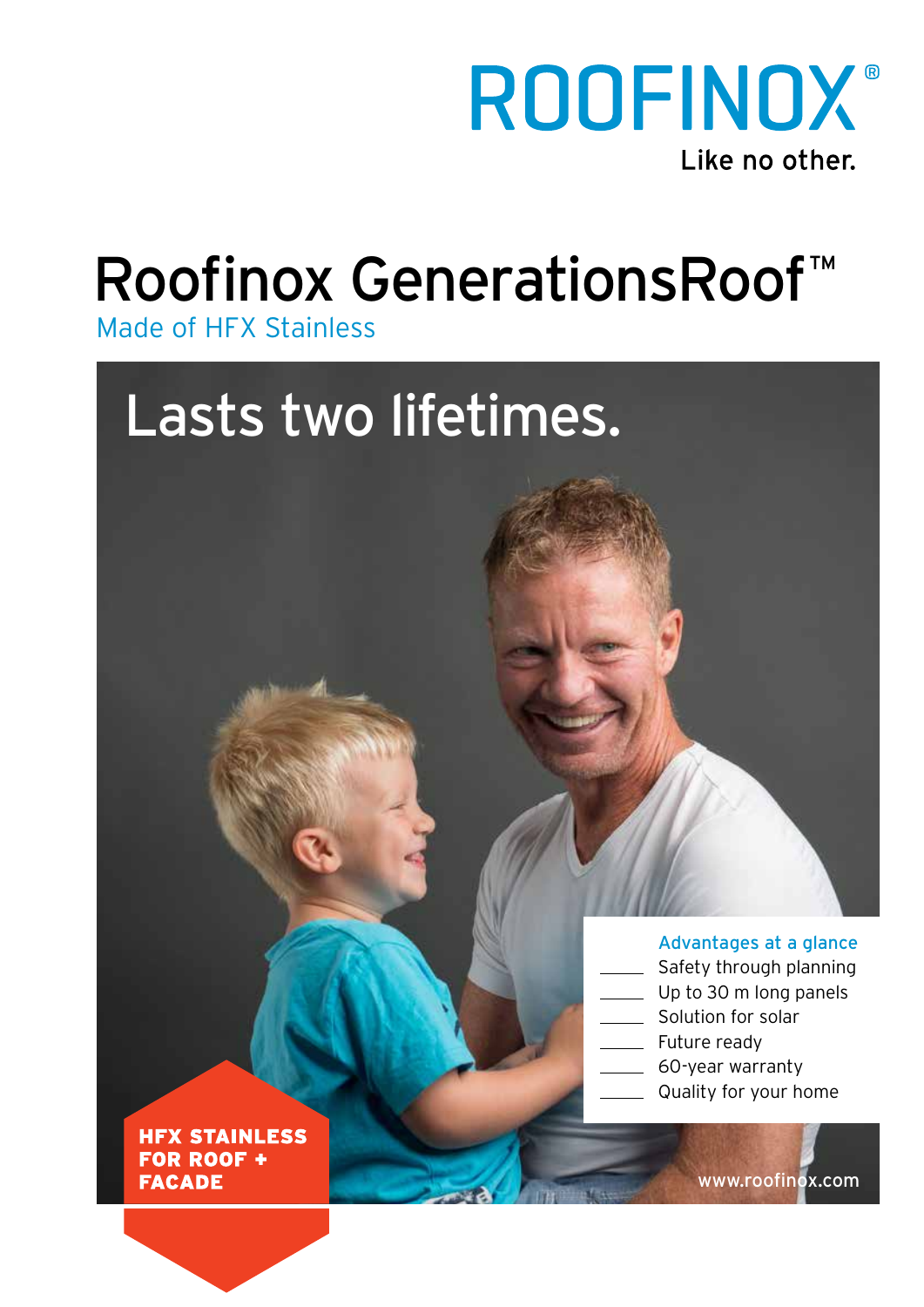ROOFINOX®

Like no other.

# Roofinox GenerationsRoof™

Made of HFX Stainless

## Lasts two lifetimes.

**Advantages at a glance**

- Safety through planning
- Up to 30 m long panels
- Solution for solar
- Future ready
- 60-year warranty
- Quality for your home

**HFX STAINLESS FOR ROOF + FACADE**

www.roofinox.com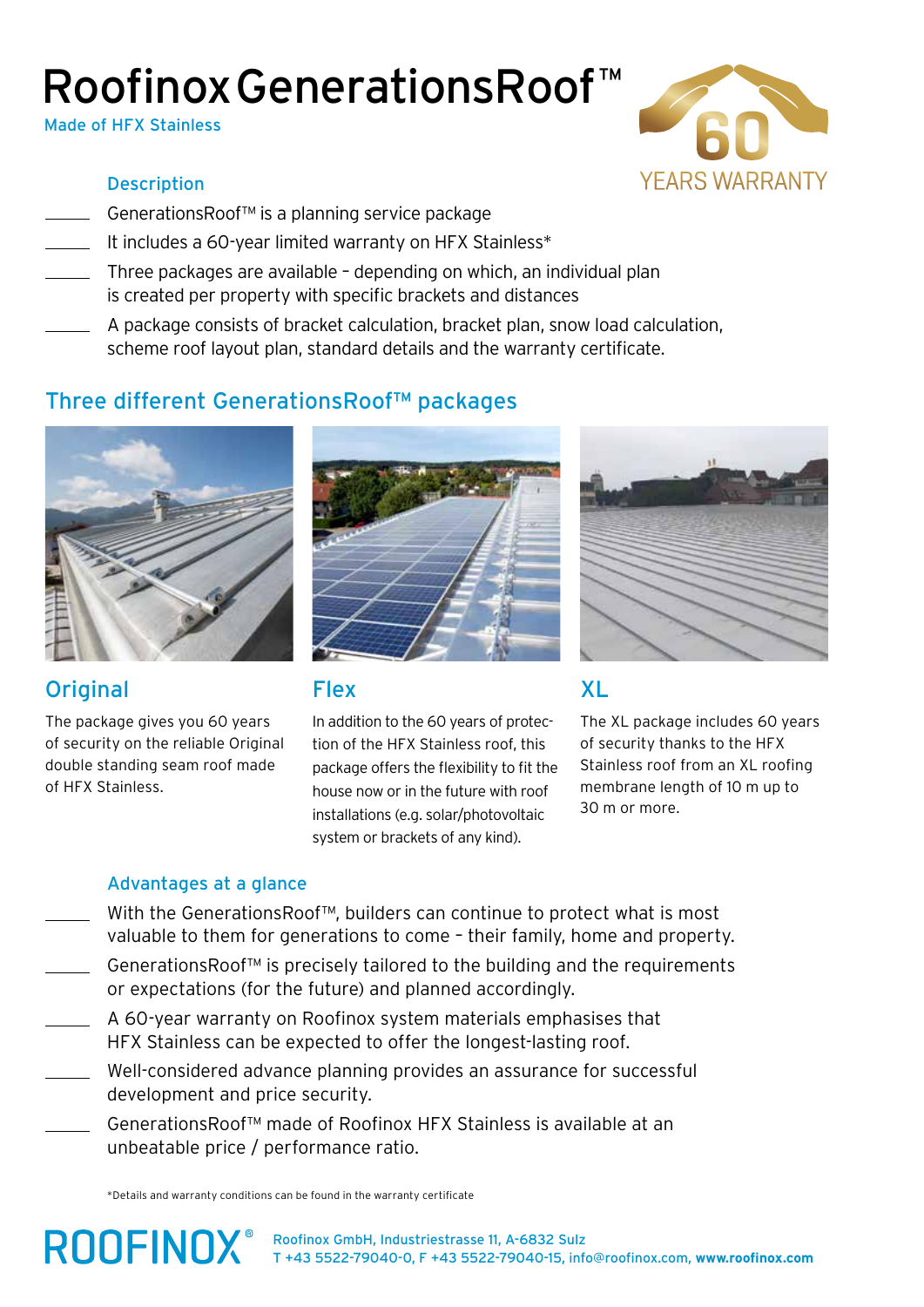# Roofinox GenerationsRoof™

Made of HFX Stainless

60 YEARS WARRANTY

### Description

- GenerationsRoof™ is a planning service package
- It includes a 60-year limited warranty on HFX Stainless*
- Three packages are available – depending on which, an individual plan is created per property with specific brackets and distances
- A package consists of bracket calculation, bracket plan, snow load calculation, scheme roof layout plan, standard details and the warranty certificate.

## Three different GenerationsRoof™ packages

### Original

The package gives you 60 years of security on the reliable Original double standing seam roof made of HFX Stainless.

### Flex

In addition to the 60 years of protection of the HFX Stainless roof, this package offers the flexibility to fit the house now or in the future with roof installations (e.g. solar/photovoltaic system or brackets of any kind).

### XL

The XL package includes 60 years of security thanks to the HFX Stainless roof from an XL roofing membrane length of 10 m up to 30 m or more.

### Advantages at a glance

- With the GenerationsRoof™, builders can continue to protect what is most valuable to them for generations to come – their family, home and property.
- GenerationsRoof™ is precisely tailored to the building and the requirements or expectations (for the future) and planned accordingly.
- A 60-year warranty on Roofinox system materials emphasises that HFX Stainless can be expected to offer the longest-lasting roof.
- Well-considered advance planning provides an assurance for successful development and price security.
- GenerationsRoof™ made of Roofinox HFX Stainless is available at an unbeatable price / performance ratio.

*Details and warranty conditions can be found in the warranty certificate

ROOFINOX®

Roofinox GmbH, Industriestrasse 11, A-6832 Sulz
T +43 5522-79040-0, F +43 5522-79040-15, info@roofinox.com, **www.roofinox.com**